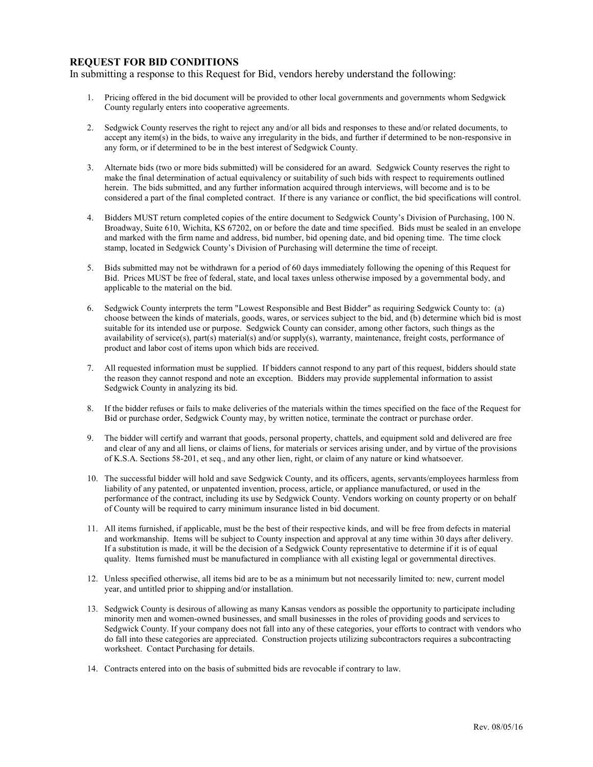## REQUEST FOR BID CONDITIONS

In submitting a response to this Request for Bid, vendors hereby understand the following:

1. Pricing offered in the bid document will be provided to other local governments and governments whom Sedgwick County regularly enters into cooperative agreements.

2. Sedgwick County reserves the right to reject any and/or all bids and responses to these and/or related documents, to accept any item(s) in the bids, to waive any irregularity in the bids, and further if determined to be non-responsive in any form, or if determined to be in the best interest of Sedgwick County.

3. Alternate bids (two or more bids submitted) will be considered for an award. Sedgwick County reserves the right to make the final determination of actual equivalency or suitability of such bids with respect to requirements outlined herein. The bids submitted, and any further information acquired through interviews, will become and is to be considered a part of the final completed contract. If there is any variance or conflict, the bid specifications will control.

4. Bidders MUST return completed copies of the entire document to Sedgwick County's Division of Purchasing, 100 N. Broadway, Suite 610, Wichita, KS 67202, on or before the date and time specified. Bids must be sealed in an envelope and marked with the firm name and address, bid number, bid opening date, and bid opening time. The time clock stamp, located in Sedgwick County's Division of Purchasing will determine the time of receipt.

5. Bids submitted may not be withdrawn for a period of 60 days immediately following the opening of this Request for Bid. Prices MUST be free of federal, state, and local taxes unless otherwise imposed by a governmental body, and applicable to the material on the bid.

6. Sedgwick County interprets the term "Lowest Responsible and Best Bidder" as requiring Sedgwick County to: (a) choose between the kinds of materials, goods, wares, or services subject to the bid, and (b) determine which bid is most suitable for its intended use or purpose. Sedgwick County can consider, among other factors, such things as the availability of service(s), part(s) material(s) and/or supply(s), warranty, maintenance, freight costs, performance of product and labor cost of items upon which bids are received.

7. All requested information must be supplied. If bidders cannot respond to any part of this request, bidders should state the reason they cannot respond and note an exception. Bidders may provide supplemental information to assist Sedgwick County in analyzing its bid.

8. If the bidder refuses or fails to make deliveries of the materials within the times specified on the face of the Request for Bid or purchase order, Sedgwick County may, by written notice, terminate the contract or purchase order.

9. The bidder will certify and warrant that goods, personal property, chattels, and equipment sold and delivered are free and clear of any and all liens, or claims of liens, for materials or services arising under, and by virtue of the provisions of K.S.A. Sections 58-201, et seq., and any other lien, right, or claim of any nature or kind whatsoever.

10. The successful bidder will hold and save Sedgwick County, and its officers, agents, servants/employees harmless from liability of any patented, or unpatented invention, process, article, or appliance manufactured, or used in the performance of the contract, including its use by Sedgwick County. Vendors working on county property or on behalf of County will be required to carry minimum insurance listed in bid document.

11. All items furnished, if applicable, must be the best of their respective kinds, and will be free from defects in material and workmanship. Items will be subject to County inspection and approval at any time within 30 days after delivery. If a substitution is made, it will be the decision of a Sedgwick County representative to determine if it is of equal quality. Items furnished must be manufactured in compliance with all existing legal or governmental directives.

12. Unless specified otherwise, all items bid are to be as a minimum but not necessarily limited to: new, current model year, and untitled prior to shipping and/or installation.

13. Sedgwick County is desirous of allowing as many Kansas vendors as possible the opportunity to participate including minority men and women-owned businesses, and small businesses in the roles of providing goods and services to Sedgwick County. If your company does not fall into any of these categories, your efforts to contract with vendors who do fall into these categories are appreciated. Construction projects utilizing subcontractors requires a subcontracting worksheet. Contact Purchasing for details.

14. Contracts entered into on the basis of submitted bids are revocable if contrary to law.

Rev. 08/05/16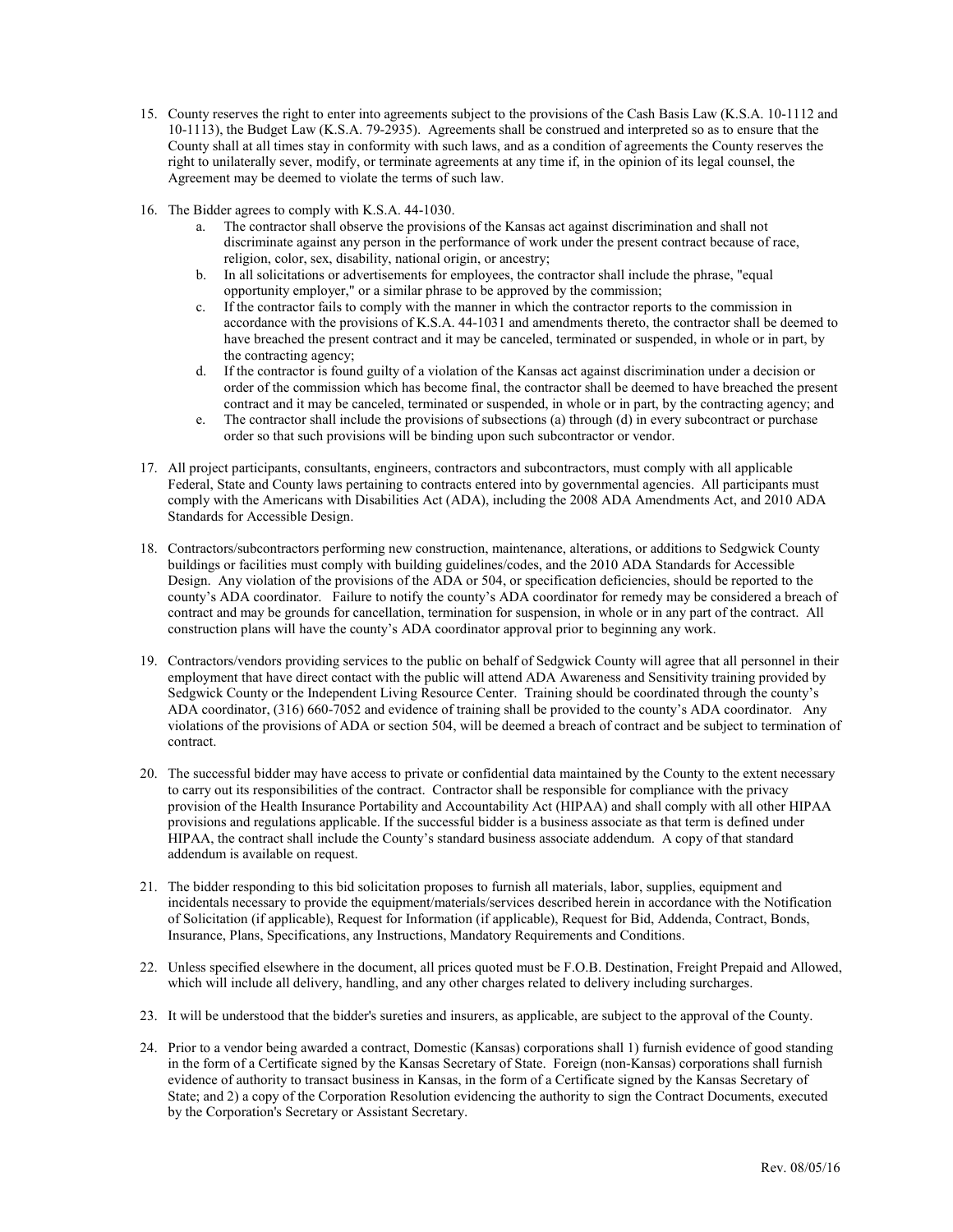15. County reserves the right to enter into agreements subject to the provisions of the Cash Basis Law (K.S.A. 10-1112 and 10-1113), the Budget Law (K.S.A. 79-2935). Agreements shall be construed and interpreted so as to ensure that the County shall at all times stay in conformity with such laws, and as a condition of agreements the County reserves the right to unilaterally sever, modify, or terminate agreements at any time if, in the opinion of its legal counsel, the Agreement may be deemed to violate the terms of such law.

16. The Bidder agrees to comply with K.S.A. 44-1030.
    a. The contractor shall observe the provisions of the Kansas act against discrimination and shall not discriminate against any person in the performance of work under the present contract because of race, religion, color, sex, disability, national origin, or ancestry;
    b. In all solicitations or advertisements for employees, the contractor shall include the phrase, "equal opportunity employer," or a similar phrase to be approved by the commission;
    c. If the contractor fails to comply with the manner in which the contractor reports to the commission in accordance with the provisions of K.S.A. 44-1031 and amendments thereto, the contractor shall be deemed to have breached the present contract and it may be canceled, terminated or suspended, in whole or in part, by the contracting agency;
    d. If the contractor is found guilty of a violation of the Kansas act against discrimination under a decision or order of the commission which has become final, the contractor shall be deemed to have breached the present contract and it may be canceled, terminated or suspended, in whole or in part, by the contracting agency; and
    e. The contractor shall include the provisions of subsections (a) through (d) in every subcontract or purchase order so that such provisions will be binding upon such subcontractor or vendor.

17. All project participants, consultants, engineers, contractors and subcontractors, must comply with all applicable Federal, State and County laws pertaining to contracts entered into by governmental agencies. All participants must comply with the Americans with Disabilities Act (ADA), including the 2008 ADA Amendments Act, and 2010 ADA Standards for Accessible Design.

18. Contractors/subcontractors performing new construction, maintenance, alterations, or additions to Sedgwick County buildings or facilities must comply with building guidelines/codes, and the 2010 ADA Standards for Accessible Design. Any violation of the provisions of the ADA or 504, or specification deficiencies, should be reported to the county's ADA coordinator. Failure to notify the county's ADA coordinator for remedy may be considered a breach of contract and may be grounds for cancellation, termination for suspension, in whole or in any part of the contract. All construction plans will have the county's ADA coordinator approval prior to beginning any work.

19. Contractors/vendors providing services to the public on behalf of Sedgwick County will agree that all personnel in their employment that have direct contact with the public will attend ADA Awareness and Sensitivity training provided by Sedgwick County or the Independent Living Resource Center. Training should be coordinated through the county's ADA coordinator, (316) 660-7052 and evidence of training shall be provided to the county's ADA coordinator. Any violations of the provisions of ADA or section 504, will be deemed a breach of contract and be subject to termination of contract.

20. The successful bidder may have access to private or confidential data maintained by the County to the extent necessary to carry out its responsibilities of the contract. Contractor shall be responsible for compliance with the privacy provision of the Health Insurance Portability and Accountability Act (HIPAA) and shall comply with all other HIPAA provisions and regulations applicable. If the successful bidder is a business associate as that term is defined under HIPAA, the contract shall include the County's standard business associate addendum. A copy of that standard addendum is available on request.

21. The bidder responding to this bid solicitation proposes to furnish all materials, labor, supplies, equipment and incidentals necessary to provide the equipment/materials/services described herein in accordance with the Notification of Solicitation (if applicable), Request for Information (if applicable), Request for Bid, Addenda, Contract, Bonds, Insurance, Plans, Specifications, any Instructions, Mandatory Requirements and Conditions.

22. Unless specified elsewhere in the document, all prices quoted must be F.O.B. Destination, Freight Prepaid and Allowed, which will include all delivery, handling, and any other charges related to delivery including surcharges.

23. It will be understood that the bidder's sureties and insurers, as applicable, are subject to the approval of the County.

24. Prior to a vendor being awarded a contract, Domestic (Kansas) corporations shall 1) furnish evidence of good standing in the form of a Certificate signed by the Kansas Secretary of State. Foreign (non-Kansas) corporations shall furnish evidence of authority to transact business in Kansas, in the form of a Certificate signed by the Kansas Secretary of State; and 2) a copy of the Corporation Resolution evidencing the authority to sign the Contract Documents, executed by the Corporation's Secretary or Assistant Secretary.

Rev. 08/05/16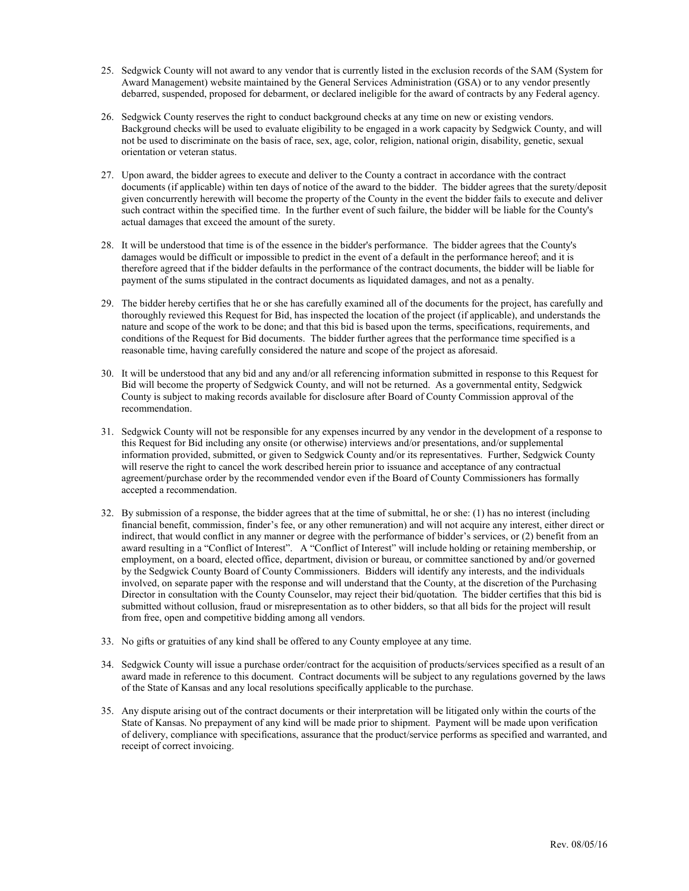25. Sedgwick County will not award to any vendor that is currently listed in the exclusion records of the SAM (System for Award Management) website maintained by the General Services Administration (GSA) or to any vendor presently debarred, suspended, proposed for debarment, or declared ineligible for the award of contracts by any Federal agency.

26. Sedgwick County reserves the right to conduct background checks at any time on new or existing vendors. Background checks will be used to evaluate eligibility to be engaged in a work capacity by Sedgwick County, and will not be used to discriminate on the basis of race, sex, age, color, religion, national origin, disability, genetic, sexual orientation or veteran status.

27. Upon award, the bidder agrees to execute and deliver to the County a contract in accordance with the contract documents (if applicable) within ten days of notice of the award to the bidder. The bidder agrees that the surety/deposit given concurrently herewith will become the property of the County in the event the bidder fails to execute and deliver such contract within the specified time. In the further event of such failure, the bidder will be liable for the County's actual damages that exceed the amount of the surety.

28. It will be understood that time is of the essence in the bidder's performance. The bidder agrees that the County's damages would be difficult or impossible to predict in the event of a default in the performance hereof; and it is therefore agreed that if the bidder defaults in the performance of the contract documents, the bidder will be liable for payment of the sums stipulated in the contract documents as liquidated damages, and not as a penalty.

29. The bidder hereby certifies that he or she has carefully examined all of the documents for the project, has carefully and thoroughly reviewed this Request for Bid, has inspected the location of the project (if applicable), and understands the nature and scope of the work to be done; and that this bid is based upon the terms, specifications, requirements, and conditions of the Request for Bid documents. The bidder further agrees that the performance time specified is a reasonable time, having carefully considered the nature and scope of the project as aforesaid.

30. It will be understood that any bid and any and/or all referencing information submitted in response to this Request for Bid will become the property of Sedgwick County, and will not be returned. As a governmental entity, Sedgwick County is subject to making records available for disclosure after Board of County Commission approval of the recommendation.

31. Sedgwick County will not be responsible for any expenses incurred by any vendor in the development of a response to this Request for Bid including any onsite (or otherwise) interviews and/or presentations, and/or supplemental information provided, submitted, or given to Sedgwick County and/or its representatives. Further, Sedgwick County will reserve the right to cancel the work described herein prior to issuance and acceptance of any contractual agreement/purchase order by the recommended vendor even if the Board of County Commissioners has formally accepted a recommendation.

32. By submission of a response, the bidder agrees that at the time of submittal, he or she: (1) has no interest (including financial benefit, commission, finder's fee, or any other remuneration) and will not acquire any interest, either direct or indirect, that would conflict in any manner or degree with the performance of bidder's services, or (2) benefit from an award resulting in a "Conflict of Interest". A "Conflict of Interest" will include holding or retaining membership, or employment, on a board, elected office, department, division or bureau, or committee sanctioned by and/or governed by the Sedgwick County Board of County Commissioners. Bidders will identify any interests, and the individuals involved, on separate paper with the response and will understand that the County, at the discretion of the Purchasing Director in consultation with the County Counselor, may reject their bid/quotation. The bidder certifies that this bid is submitted without collusion, fraud or misrepresentation as to other bidders, so that all bids for the project will result from free, open and competitive bidding among all vendors.

33. No gifts or gratuities of any kind shall be offered to any County employee at any time.

34. Sedgwick County will issue a purchase order/contract for the acquisition of products/services specified as a result of an award made in reference to this document. Contract documents will be subject to any regulations governed by the laws of the State of Kansas and any local resolutions specifically applicable to the purchase.

35. Any dispute arising out of the contract documents or their interpretation will be litigated only within the courts of the State of Kansas. No prepayment of any kind will be made prior to shipment. Payment will be made upon verification of delivery, compliance with specifications, assurance that the product/service performs as specified and warranted, and receipt of correct invoicing.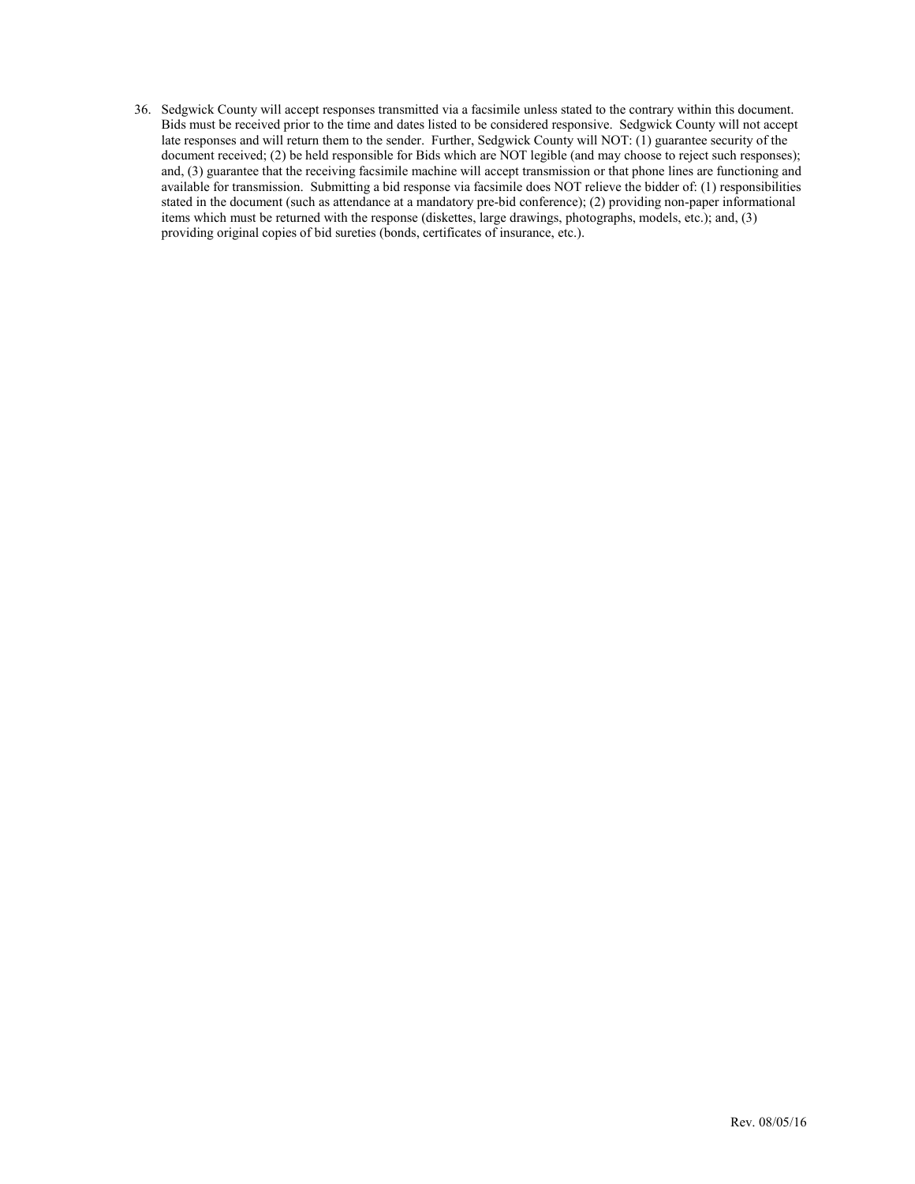36. Sedgwick County will accept responses transmitted via a facsimile unless stated to the contrary within this document. Bids must be received prior to the time and dates listed to be considered responsive. Sedgwick County will not accept late responses and will return them to the sender. Further, Sedgwick County will NOT: (1) guarantee security of the document received; (2) be held responsible for Bids which are NOT legible (and may choose to reject such responses); and, (3) guarantee that the receiving facsimile machine will accept transmission or that phone lines are functioning and available for transmission. Submitting a bid response via facsimile does NOT relieve the bidder of: (1) responsibilities stated in the document (such as attendance at a mandatory pre-bid conference); (2) providing non-paper informational items which must be returned with the response (diskettes, large drawings, photographs, models, etc.); and, (3) providing original copies of bid sureties (bonds, certificates of insurance, etc.).

Rev. 08/05/16